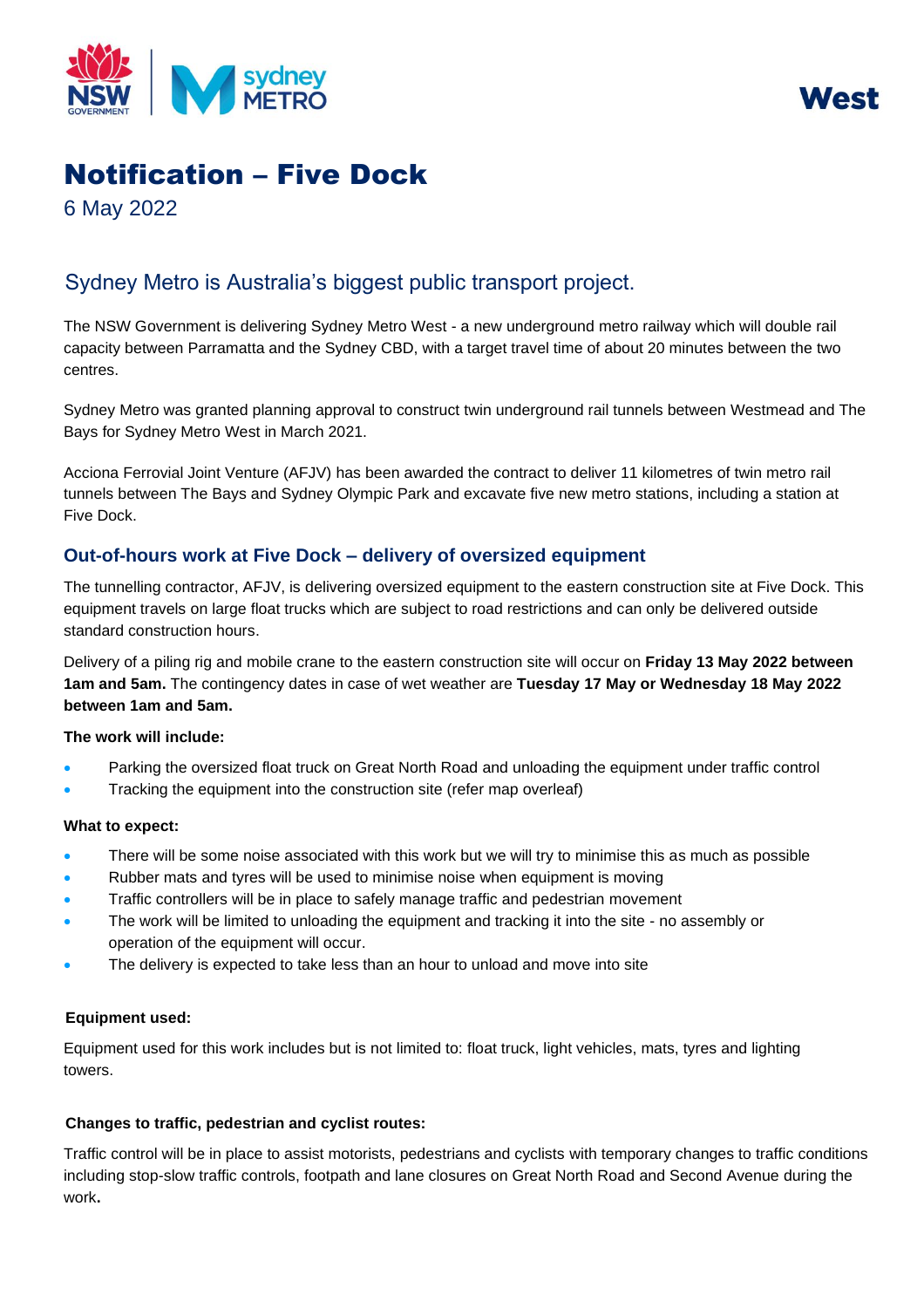West

# Notification – Five Dock

6 May 2022

## Sydney Metro is Australia's biggest public transport project.

The NSW Government is delivering Sydney Metro West - a new underground metro railway which will double rail capacity between Parramatta and the Sydney CBD, with a target travel time of about 20 minutes between the two centres.

Sydney Metro was granted planning approval to construct twin underground rail tunnels between Westmead and The Bays for Sydney Metro West in March 2021.

Acciona Ferrovial Joint Venture (AFJV) has been awarded the contract to deliver 11 kilometres of twin metro rail tunnels between The Bays and Sydney Olympic Park and excavate five new metro stations, including a station at Five Dock.

### Out-of-hours work at Five Dock – delivery of oversized equipment

The tunnelling contractor, AFJV, is delivering oversized equipment to the eastern construction site at Five Dock. This equipment travels on large float trucks which are subject to road restrictions and can only be delivered outside standard construction hours.

Delivery of a piling rig and mobile crane to the eastern construction site will occur on **Friday 13 May 2022 between 1am and 5am.** The contingency dates in case of wet weather are **Tuesday 17 May or Wednesday 18 May 2022 between 1am and 5am.**

**The work will include:**

- Parking the oversized float truck on Great North Road and unloading the equipment under traffic control
- Tracking the equipment into the construction site (refer map overleaf)

**What to expect:**

- There will be some noise associated with this work but we will try to minimise this as much as possible
- Rubber mats and tyres will be used to minimise noise when equipment is moving
- Traffic controllers will be in place to safely manage traffic and pedestrian movement
- The work will be limited to unloading the equipment and tracking it into the site - no assembly or operation of the equipment will occur.
- The delivery is expected to take less than an hour to unload and move into site

**Equipment used:**

Equipment used for this work includes but is not limited to: float truck, light vehicles, mats, tyres and lighting towers.

**Changes to traffic, pedestrian and cyclist routes:**

Traffic control will be in place to assist motorists, pedestrians and cyclists with temporary changes to traffic conditions including stop-slow traffic controls, footpath and lane closures on Great North Road and Second Avenue during the work**.**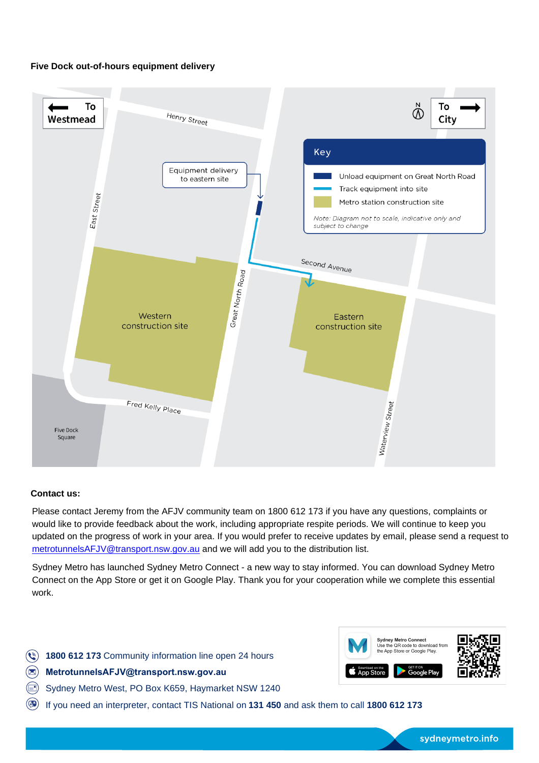**Five Dock out-of-hours equipment delivery**

To Westmead

To City

Henry Street

East Street

Equipment delivery to eastern site

Key

Unload equipment on Great North Road

Track equipment into site

Metro station construction site

*Note: Diagram not to scale, indicative only and subject to change*

Second Avenue

Great North Road

Western construction site

Eastern construction site

Fred Kelly Place

Waterview Street

Five Dock Square

**Contact us:**

Please contact Jeremy from the AFJV community team on 1800 612 173 if you have any questions, complaints or would like to provide feedback about the work, including appropriate respite periods. We will continue to keep you updated on the progress of work in your area. If you would prefer to receive updates by email, please send a request to metrotunnelsAFJV@transport.nsw.gov.au and we will add you to the distribution list.

Sydney Metro has launched Sydney Metro Connect - a new way to stay informed. You can download Sydney Metro Connect on the App Store or get it on Google Play. Thank you for your cooperation while we complete this essential work.

**Sydney Metro Connect**
Use the QR code to download from the App Store or Google Play.

**1800 612 173** Community information line open 24 hours

**MetrotunnelsAFJV@transport.nsw.gov.au**

Sydney Metro West, PO Box K659, Haymarket NSW 1240

If you need an interpreter, contact TIS National on **131 450** and ask them to call **1800 612 173**

sydneymetro.info